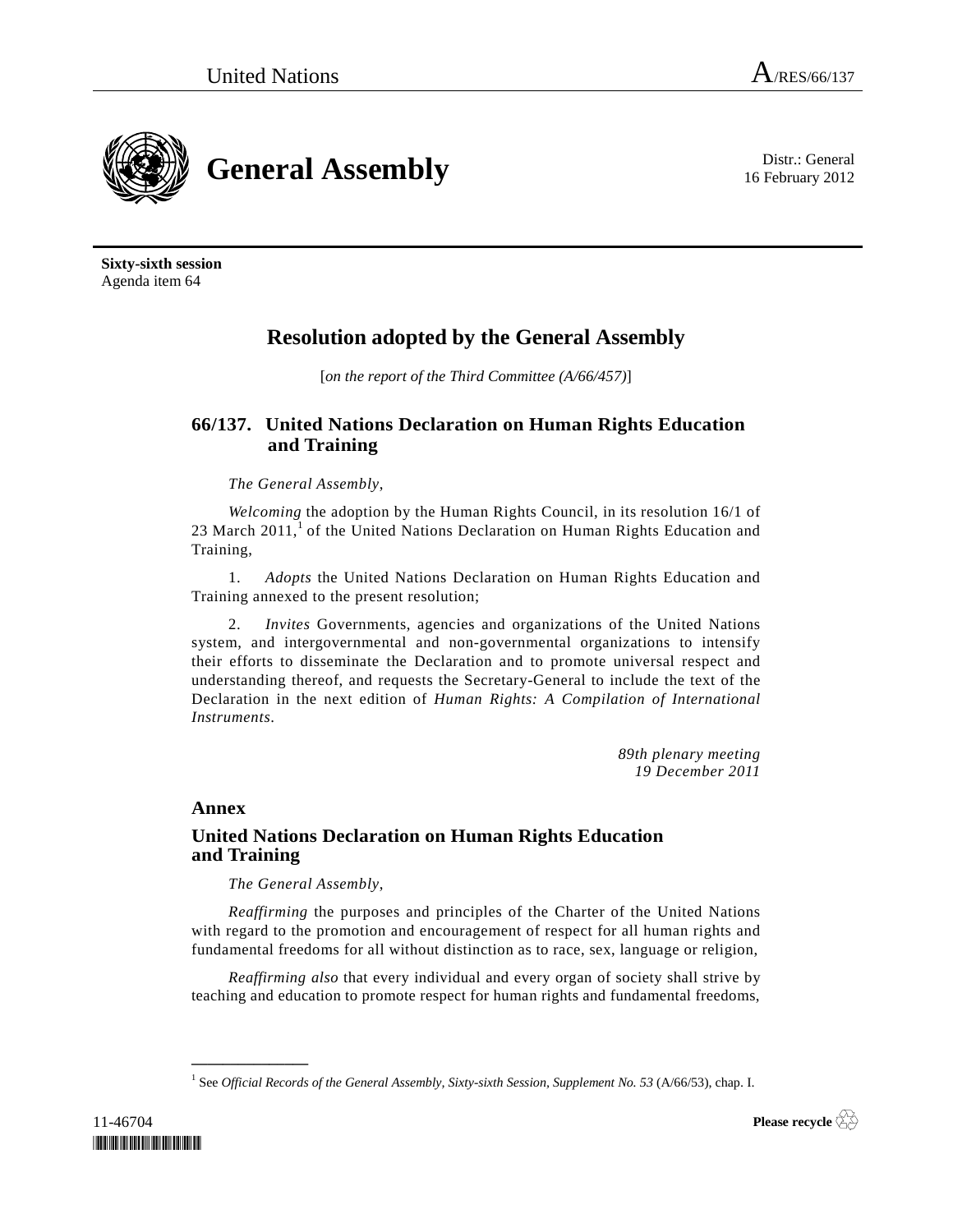# General Assembly

Distr.: General
16 February 2012

**Sixty-sixth session**
Agenda item 64

## Resolution adopted by the General Assembly

[*on the report of the Third Committee (A/66/457)*]

### 66/137. United Nations Declaration on Human Rights Education and Training

*The General Assembly*,

*Welcoming* the adoption by the Human Rights Council, in its resolution 16/1 of 23 March 2011,[1] of the United Nations Declaration on Human Rights Education and Training,

1. *Adopts* the United Nations Declaration on Human Rights Education and Training annexed to the present resolution;

2. *Invites* Governments, agencies and organizations of the United Nations system, and intergovernmental and non-governmental organizations to intensify their efforts to disseminate the Declaration and to promote universal respect and understanding thereof, and requests the Secretary-General to include the text of the Declaration in the next edition of *Human Rights: A Compilation of International Instruments*.

*89th plenary meeting*
*19 December 2011*

## Annex

### United Nations Declaration on Human Rights Education and Training

*The General Assembly*,

*Reaffirming* the purposes and principles of the Charter of the United Nations with regard to the promotion and encouragement of respect for all human rights and fundamental freedoms for all without distinction as to race, sex, language or religion,

*Reaffirming also* that every individual and every organ of society shall strive by teaching and education to promote respect for human rights and fundamental freedoms,

---

[1] See *Official Records of the General Assembly, Sixty-sixth Session, Supplement No. 53* (A/66/53), chap. I.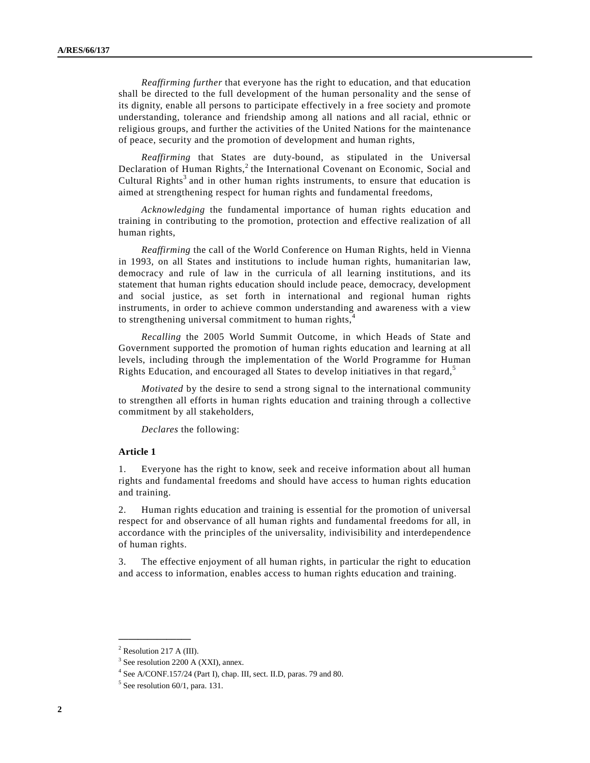*Reaffirming further* that everyone has the right to education, and that education shall be directed to the full development of the human personality and the sense of its dignity, enable all persons to participate effectively in a free society and promote understanding, tolerance and friendship among all nations and all racial, ethnic or religious groups, and further the activities of the United Nations for the maintenance of peace, security and the promotion of development and human rights,

*Reaffirming* that States are duty-bound, as stipulated in the Universal Declaration of Human Rights,[2] the International Covenant on Economic, Social and Cultural Rights[3] and in other human rights instruments, to ensure that education is aimed at strengthening respect for human rights and fundamental freedoms,

*Acknowledging* the fundamental importance of human rights education and training in contributing to the promotion, protection and effective realization of all human rights,

*Reaffirming* the call of the World Conference on Human Rights, held in Vienna in 1993, on all States and institutions to include human rights, humanitarian law, democracy and rule of law in the curricula of all learning institutions, and its statement that human rights education should include peace, democracy, development and social justice, as set forth in international and regional human rights instruments, in order to achieve common understanding and awareness with a view to strengthening universal commitment to human rights,[4]

*Recalling* the 2005 World Summit Outcome, in which Heads of State and Government supported the promotion of human rights education and learning at all levels, including through the implementation of the World Programme for Human Rights Education, and encouraged all States to develop initiatives in that regard,[5]

*Motivated* by the desire to send a strong signal to the international community to strengthen all efforts in human rights education and training through a collective commitment by all stakeholders,

*Declares* the following:

**Article 1**

1. Everyone has the right to know, seek and receive information about all human rights and fundamental freedoms and should have access to human rights education and training.

2. Human rights education and training is essential for the promotion of universal respect for and observance of all human rights and fundamental freedoms for all, in accordance with the principles of the universality, indivisibility and interdependence of human rights.

3. The effective enjoyment of all human rights, in particular the right to education and access to information, enables access to human rights education and training.

---

[2] Resolution 217 A (III).

[3] See resolution 2200 A (XXI), annex.

[4] See A/CONF.157/24 (Part I), chap. III, sect. II.D, paras. 79 and 80.

[5] See resolution 60/1, para. 131.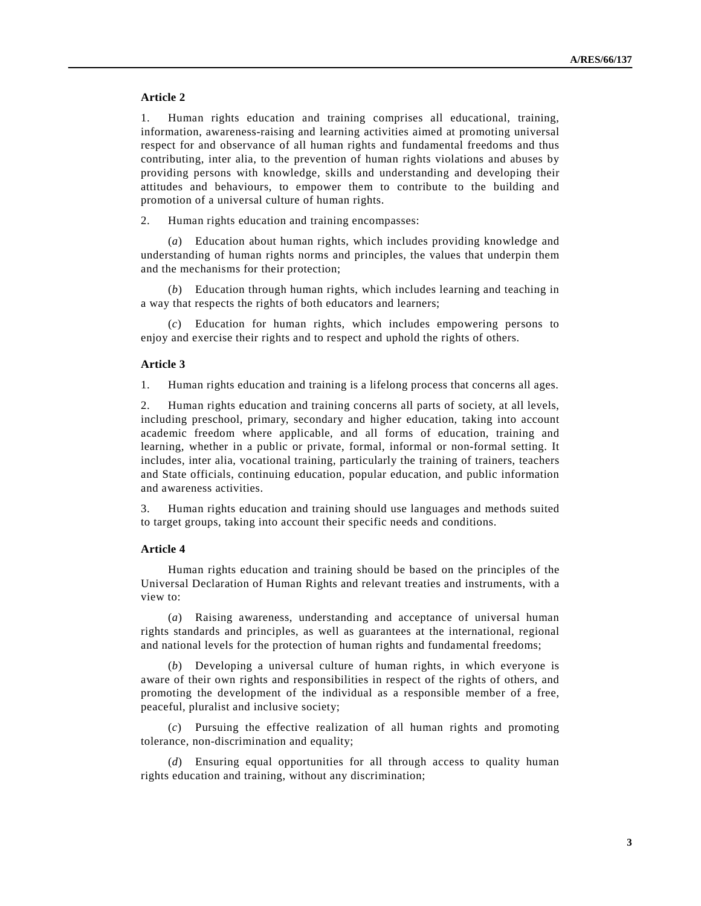### Article 2

1. Human rights education and training comprises all educational, training, information, awareness-raising and learning activities aimed at promoting universal respect for and observance of all human rights and fundamental freedoms and thus contributing, inter alia, to the prevention of human rights violations and abuses by providing persons with knowledge, skills and understanding and developing their attitudes and behaviours, to empower them to contribute to the building and promotion of a universal culture of human rights.

2. Human rights education and training encompasses:

(*a*) Education about human rights, which includes providing knowledge and understanding of human rights norms and principles, the values that underpin them and the mechanisms for their protection;

(*b*) Education through human rights, which includes learning and teaching in a way that respects the rights of both educators and learners;

(*c*) Education for human rights, which includes empowering persons to enjoy and exercise their rights and to respect and uphold the rights of others.

### Article 3

1. Human rights education and training is a lifelong process that concerns all ages.

2. Human rights education and training concerns all parts of society, at all levels, including preschool, primary, secondary and higher education, taking into account academic freedom where applicable, and all forms of education, training and learning, whether in a public or private, formal, informal or non-formal setting. It includes, inter alia, vocational training, particularly the training of trainers, teachers and State officials, continuing education, popular education, and public information and awareness activities.

3. Human rights education and training should use languages and methods suited to target groups, taking into account their specific needs and conditions.

### Article 4

Human rights education and training should be based on the principles of the Universal Declaration of Human Rights and relevant treaties and instruments, with a view to:

(*a*) Raising awareness, understanding and acceptance of universal human rights standards and principles, as well as guarantees at the international, regional and national levels for the protection of human rights and fundamental freedoms;

(*b*) Developing a universal culture of human rights, in which everyone is aware of their own rights and responsibilities in respect of the rights of others, and promoting the development of the individual as a responsible member of a free, peaceful, pluralist and inclusive society;

(*c*) Pursuing the effective realization of all human rights and promoting tolerance, non-discrimination and equality;

(*d*) Ensuring equal opportunities for all through access to quality human rights education and training, without any discrimination;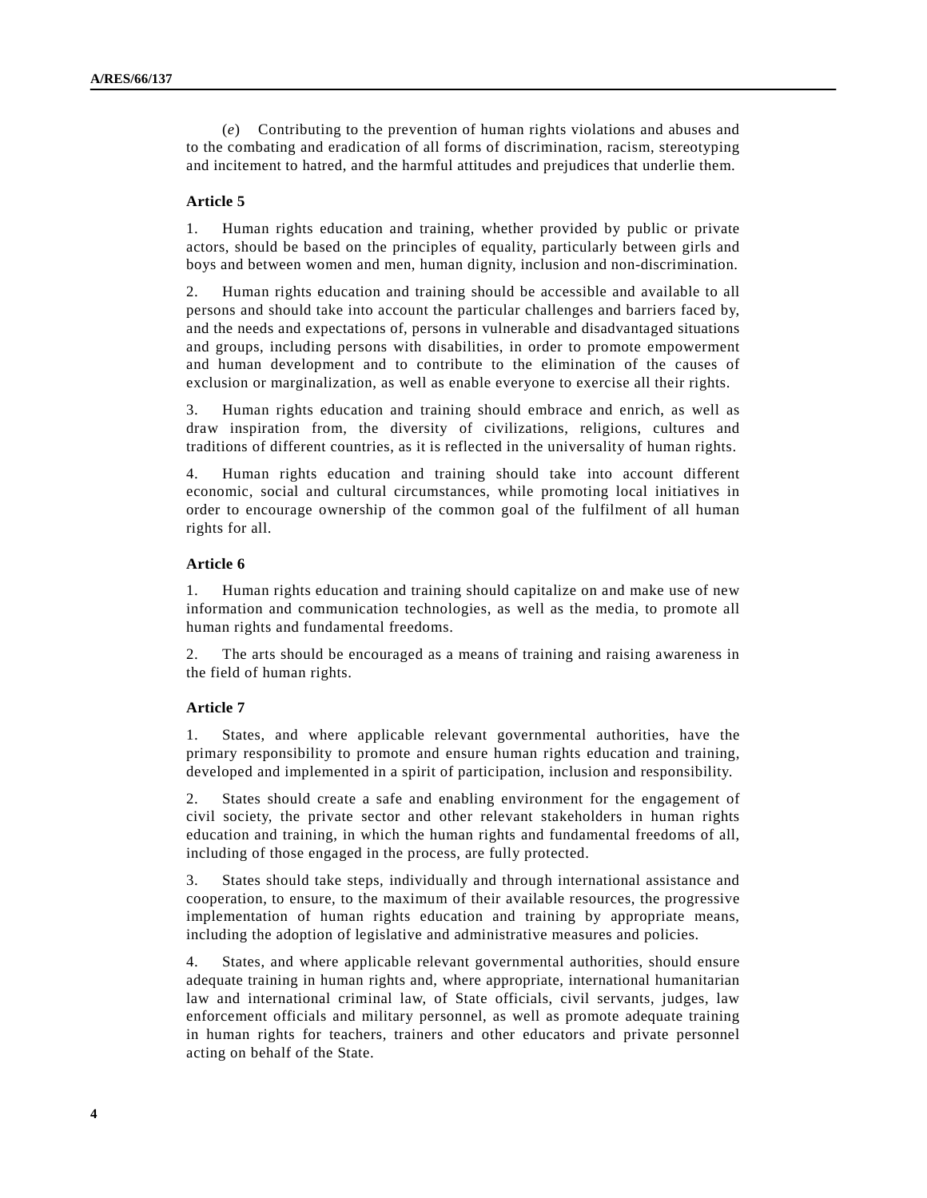(*e*) Contributing to the prevention of human rights violations and abuses and to the combating and eradication of all forms of discrimination, racism, stereotyping and incitement to hatred, and the harmful attitudes and prejudices that underlie them.

**Article 5**

1. Human rights education and training, whether provided by public or private actors, should be based on the principles of equality, particularly between girls and boys and between women and men, human dignity, inclusion and non-discrimination.

2. Human rights education and training should be accessible and available to all persons and should take into account the particular challenges and barriers faced by, and the needs and expectations of, persons in vulnerable and disadvantaged situations and groups, including persons with disabilities, in order to promote empowerment and human development and to contribute to the elimination of the causes of exclusion or marginalization, as well as enable everyone to exercise all their rights.

3. Human rights education and training should embrace and enrich, as well as draw inspiration from, the diversity of civilizations, religions, cultures and traditions of different countries, as it is reflected in the universality of human rights.

4. Human rights education and training should take into account different economic, social and cultural circumstances, while promoting local initiatives in order to encourage ownership of the common goal of the fulfilment of all human rights for all.

**Article 6**

1. Human rights education and training should capitalize on and make use of new information and communication technologies, as well as the media, to promote all human rights and fundamental freedoms.

2. The arts should be encouraged as a means of training and raising awareness in the field of human rights.

**Article 7**

1. States, and where applicable relevant governmental authorities, have the primary responsibility to promote and ensure human rights education and training, developed and implemented in a spirit of participation, inclusion and responsibility.

2. States should create a safe and enabling environment for the engagement of civil society, the private sector and other relevant stakeholders in human rights education and training, in which the human rights and fundamental freedoms of all, including of those engaged in the process, are fully protected.

3. States should take steps, individually and through international assistance and cooperation, to ensure, to the maximum of their available resources, the progressive implementation of human rights education and training by appropriate means, including the adoption of legislative and administrative measures and policies.

4. States, and where applicable relevant governmental authorities, should ensure adequate training in human rights and, where appropriate, international humanitarian law and international criminal law, of State officials, civil servants, judges, law enforcement officials and military personnel, as well as promote adequate training in human rights for teachers, trainers and other educators and private personnel acting on behalf of the State.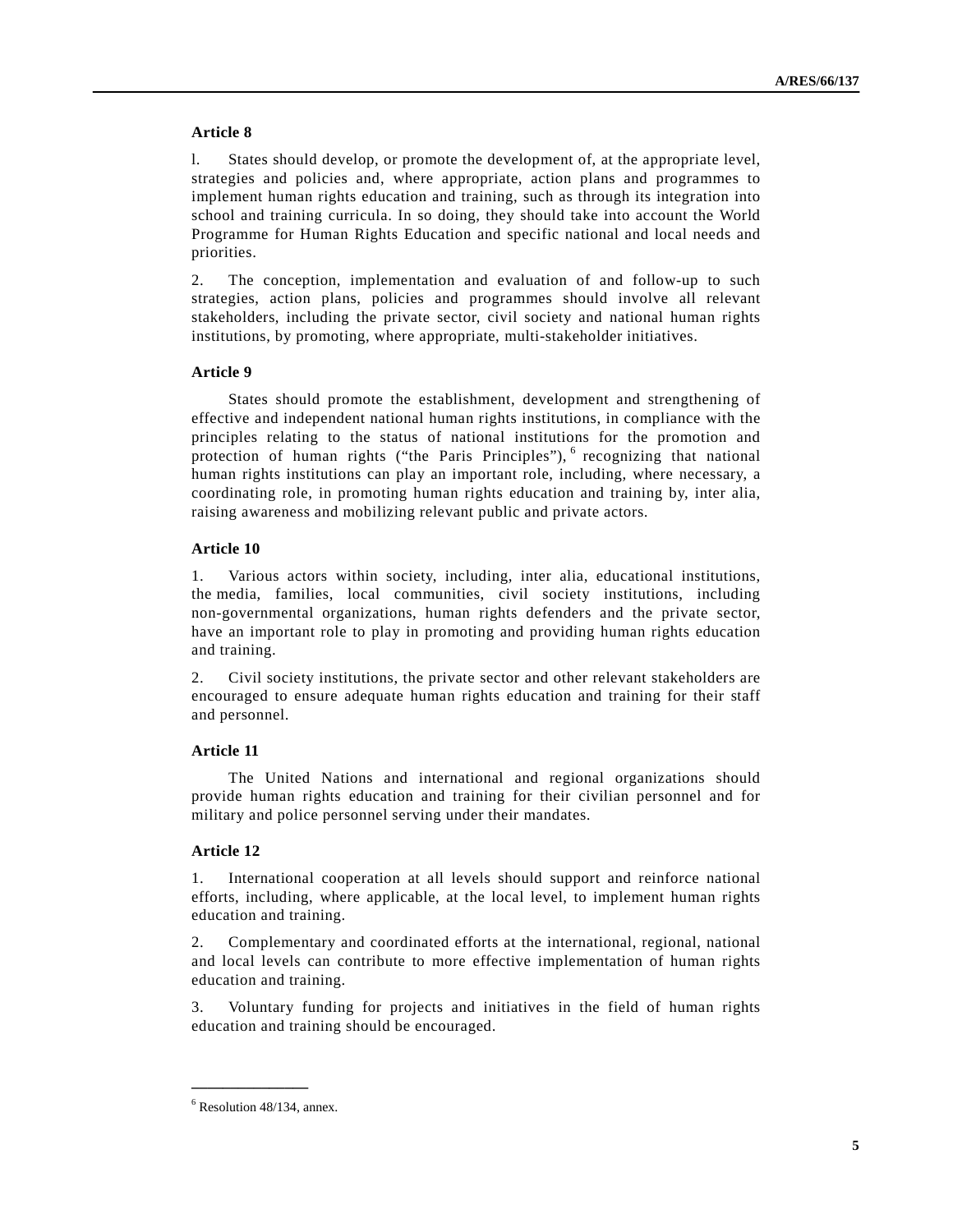**Article 8**

l. States should develop, or promote the development of, at the appropriate level, strategies and policies and, where appropriate, action plans and programmes to implement human rights education and training, such as through its integration into school and training curricula. In so doing, they should take into account the World Programme for Human Rights Education and specific national and local needs and priorities.

2. The conception, implementation and evaluation of and follow-up to such strategies, action plans, policies and programmes should involve all relevant stakeholders, including the private sector, civil society and national human rights institutions, by promoting, where appropriate, multi-stakeholder initiatives.

**Article 9**

States should promote the establishment, development and strengthening of effective and independent national human rights institutions, in compliance with the principles relating to the status of national institutions for the promotion and protection of human rights ("the Paris Principles"), [6] recognizing that national human rights institutions can play an important role, including, where necessary, a coordinating role, in promoting human rights education and training by, inter alia, raising awareness and mobilizing relevant public and private actors.

**Article 10**

1. Various actors within society, including, inter alia, educational institutions, the media, families, local communities, civil society institutions, including non-governmental organizations, human rights defenders and the private sector, have an important role to play in promoting and providing human rights education and training.

2. Civil society institutions, the private sector and other relevant stakeholders are encouraged to ensure adequate human rights education and training for their staff and personnel.

**Article 11**

The United Nations and international and regional organizations should provide human rights education and training for their civilian personnel and for military and police personnel serving under their mandates.

**Article 12**

1. International cooperation at all levels should support and reinforce national efforts, including, where applicable, at the local level, to implement human rights education and training.

2. Complementary and coordinated efforts at the international, regional, national and local levels can contribute to more effective implementation of human rights education and training.

3. Voluntary funding for projects and initiatives in the field of human rights education and training should be encouraged.

---

[6] Resolution 48/134, annex.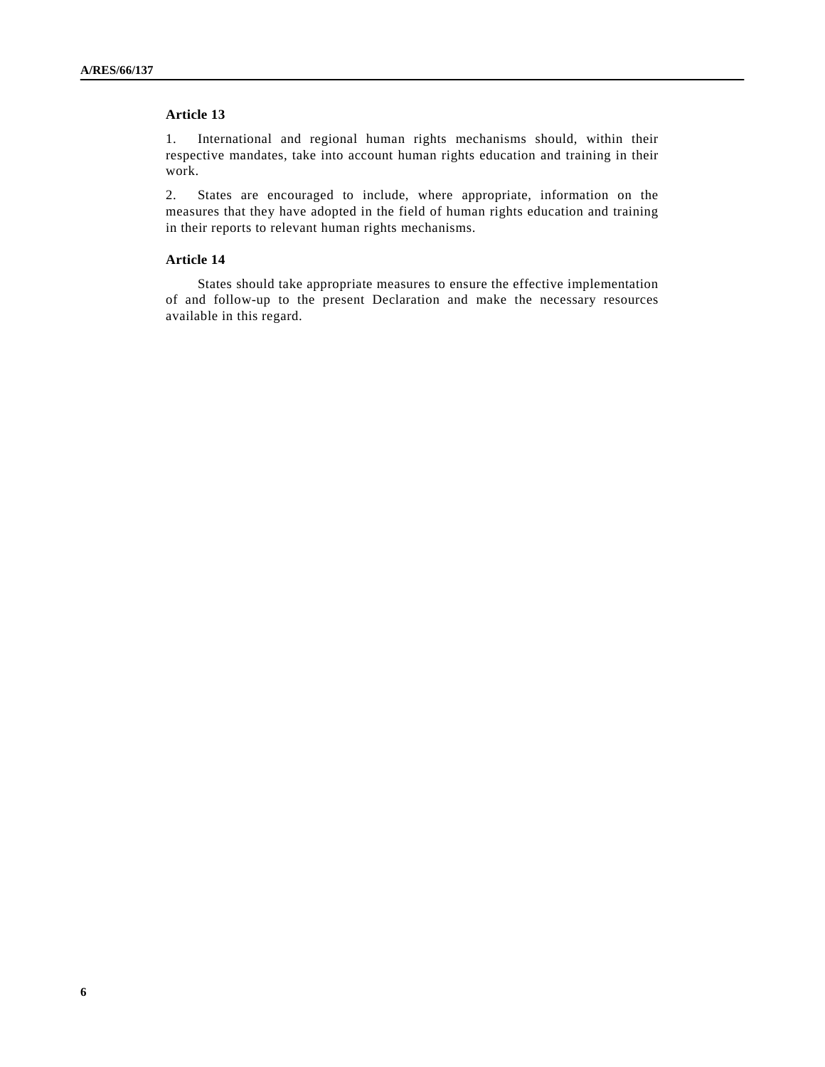### Article 13

1. International and regional human rights mechanisms should, within their respective mandates, take into account human rights education and training in their work.

2. States are encouraged to include, where appropriate, information on the measures that they have adopted in the field of human rights education and training in their reports to relevant human rights mechanisms.

### Article 14

States should take appropriate measures to ensure the effective implementation of and follow-up to the present Declaration and make the necessary resources available in this regard.